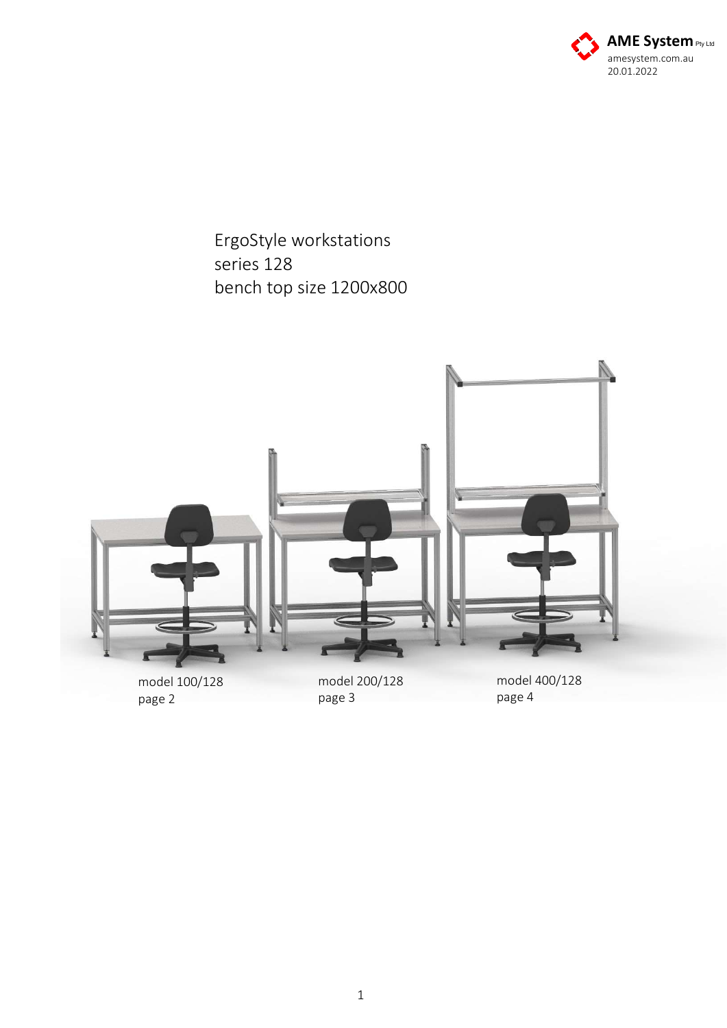**AME System** Pty Ltd
amesystem.com.au
20.01.2022

# ErgoStyle workstations
## series 128
## bench top size 1200x800

model 100/128
page 2

model 200/128
page 3

model 400/128
page 4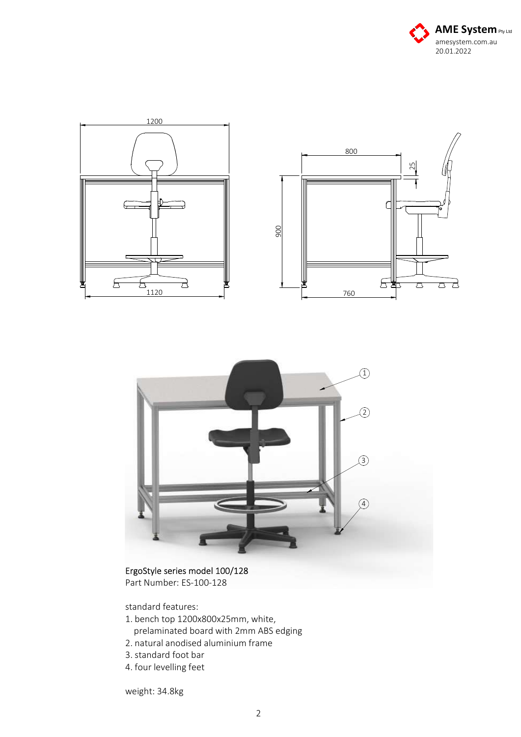ErgoStyle series model 100/128
Part Number: ES-100-128

standard features:

1. bench top 1200x800x25mm, white, prelaminated board with 2mm ABS edging
2. natural anodised aluminium frame
3. standard foot bar
4. four levelling feet

weight: 34.8kg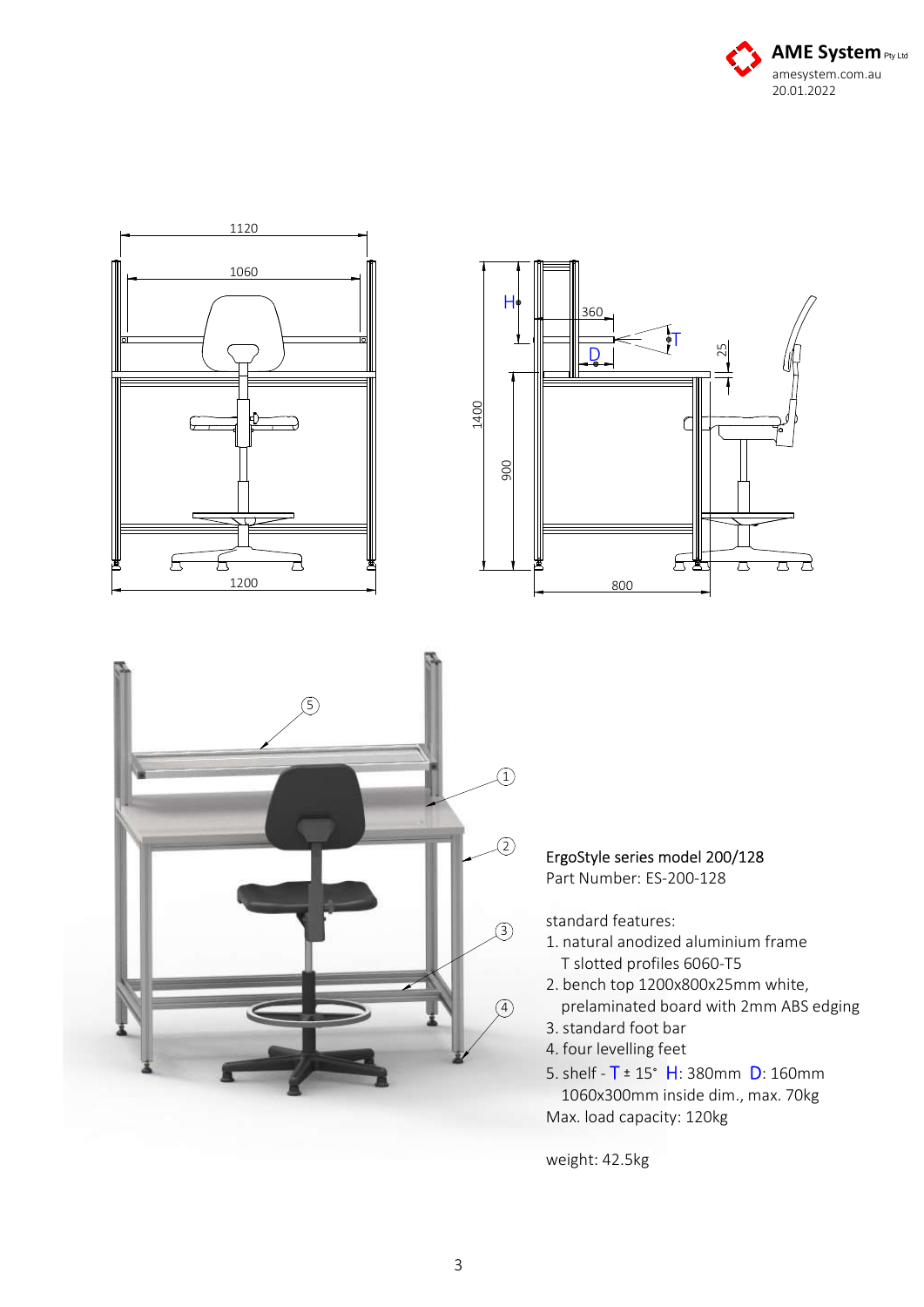ErgoStyle series model 200/128
Part Number: ES-200-128

standard features:

1. natural anodized aluminium frame
   T slotted profiles 6060-T5
2. bench top 1200x800x25mm white, prelaminated board with 2mm ABS edging
3. standard foot bar
4. four levelling feet
5. shelf - T ± 15° H: 380mm D: 160mm
   1060x300mm inside dim., max. 70kg

Max. load capacity: 120kg

weight: 42.5kg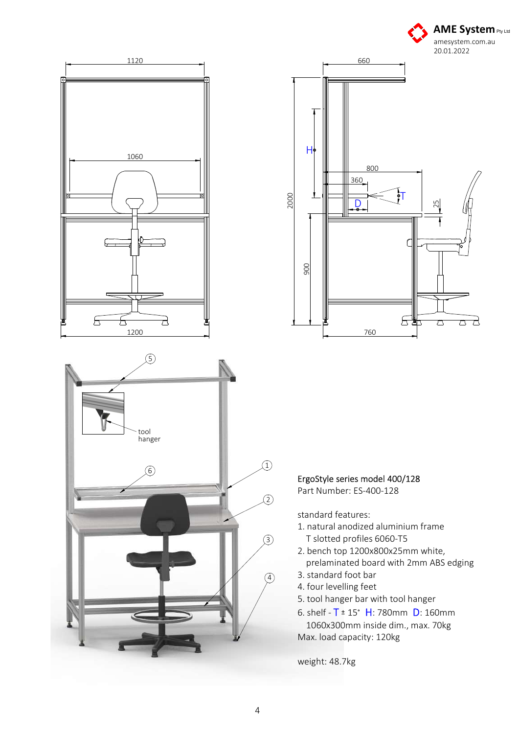AME System Pty Ltd
amesystem.com.au
20.01.2022

1120

1060

1200

660

H

800

360

T

D

25

2000

900

760

5

tool hanger

6

1

2

3

4

ErgoStyle series model 400/128
Part Number: ES-400-128

standard features:

1. natural anodized aluminium frame
   T slotted profiles 6060-T5
2. bench top 1200x800x25mm white, prelaminated board with 2mm ABS edging
3. standard foot bar
4. four levelling feet
5. tool hanger bar with tool hanger
6. shelf - T ± 15° H: 780mm D: 160mm
   1060x300mm inside dim., max. 70kg

Max. load capacity: 120kg

weight: 48.7kg